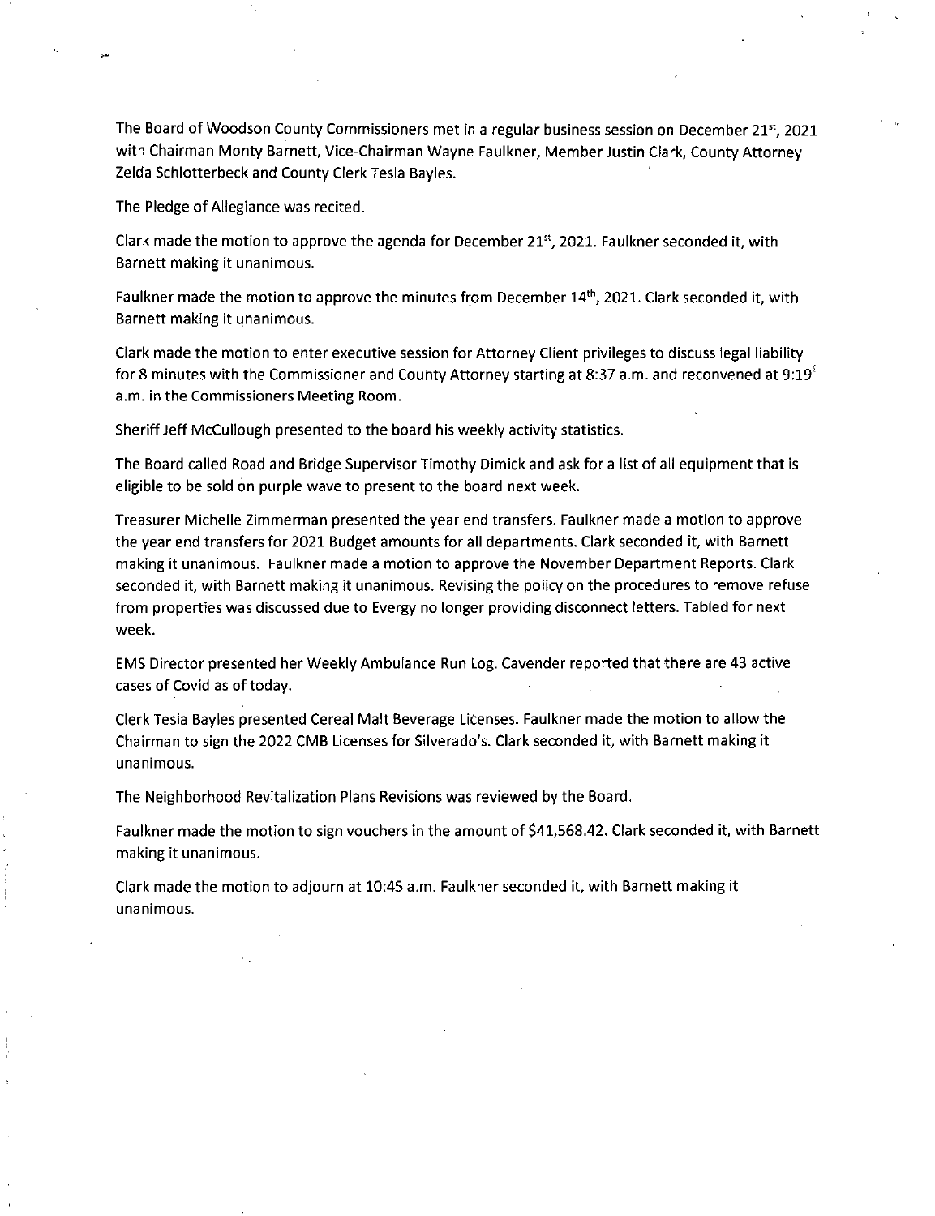The Board of Woodson County Commissioners met in a regular business session on December 21st, 2021 with Chairman Monty Barnett, Vice-Chairman Wayne Faulkner, Member Justin Clark, County Attorney Zelda Schlotterbeck and County Clerk Tesla Bayles.

The Pledge of Allegiance was recited.

Clark made the motion to approve the agenda for December 21st, 2021. Faulkner seconded it, with Barnett making it unanimous.

Faulkner made the motion to approve the minutes from December 14th, 2021. Clark seconded it, with Barnett making it unanimous.

Clark made the motion to enter executive session for Attorney Client privileges to discuss legal liability for 8 minutes with the Commissioner and County Attorney starting at 8:37 a.m. and reconvened at 9:19 a.m. in the Commissioners Meeting Room.

Sheriff Jeff McCullough presented to the board his weekly activity statistics.

The Board called Road and Bridge Supervisor Timothy Dimick and ask for a list of all equipment that is eligible to be sold on purple wave to present to the board next week.

Treasurer Michelle Zimmerman presented the year end transfers. Faulkner made a motion to approve the year end transfers for 2021 Budget amounts for all departments. Clark seconded it, with Barnett making it unanimous. Faulkner made a motion to approve the November Department Reports. Clark seconded it, with Barnett making it unanimous. Revising the policy on the procedures to remove refuse from properties was discussed due to Evergy no longer providing disconnect letters. Tabled for next week.

EMS Director presented her Weekly Ambulance Run Log. Cavender reported that there are 43 active cases of Covid as of today.

Clerk Tesla Bayles presented Cereal Malt Beverage Licenses. Faulkner made the motion to allow the Chairman to sign the 2022 CMB Licenses for Silverado's. Clark seconded it, with Barnett making it unanimous.

The Neighborhood Revitalization Plans Revisions was reviewed by the Board.

Faulkner made the motion to sign vouchers in the amount of $41,568.42. Clark seconded it, with Barnett making it unanimous.

Clark made the motion to adjourn at 10:45 a.m. Faulkner seconded it, with Barnett making it unanimous.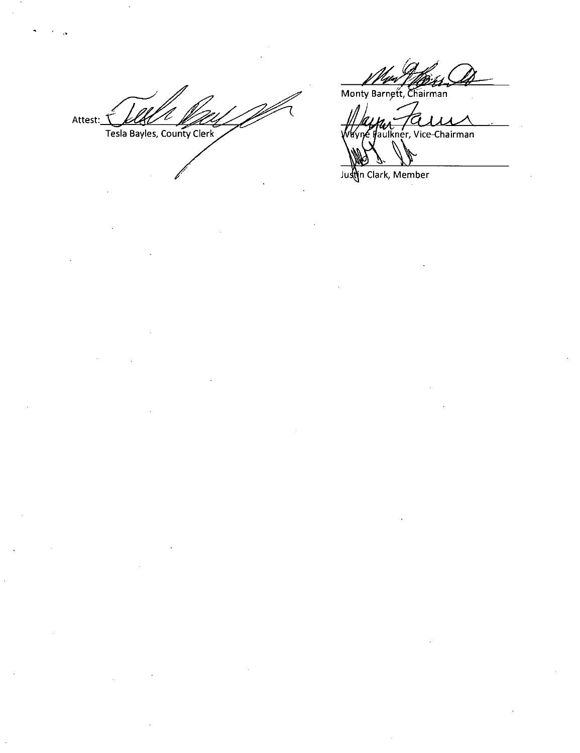Attest: ______________________________
Tesla Bayles, County Clerk

______________________________
Monty Barnett, Chairman

______________________________
Wayne Faulkner, Vice-Chairman

______________________________
Justin Clark, Member